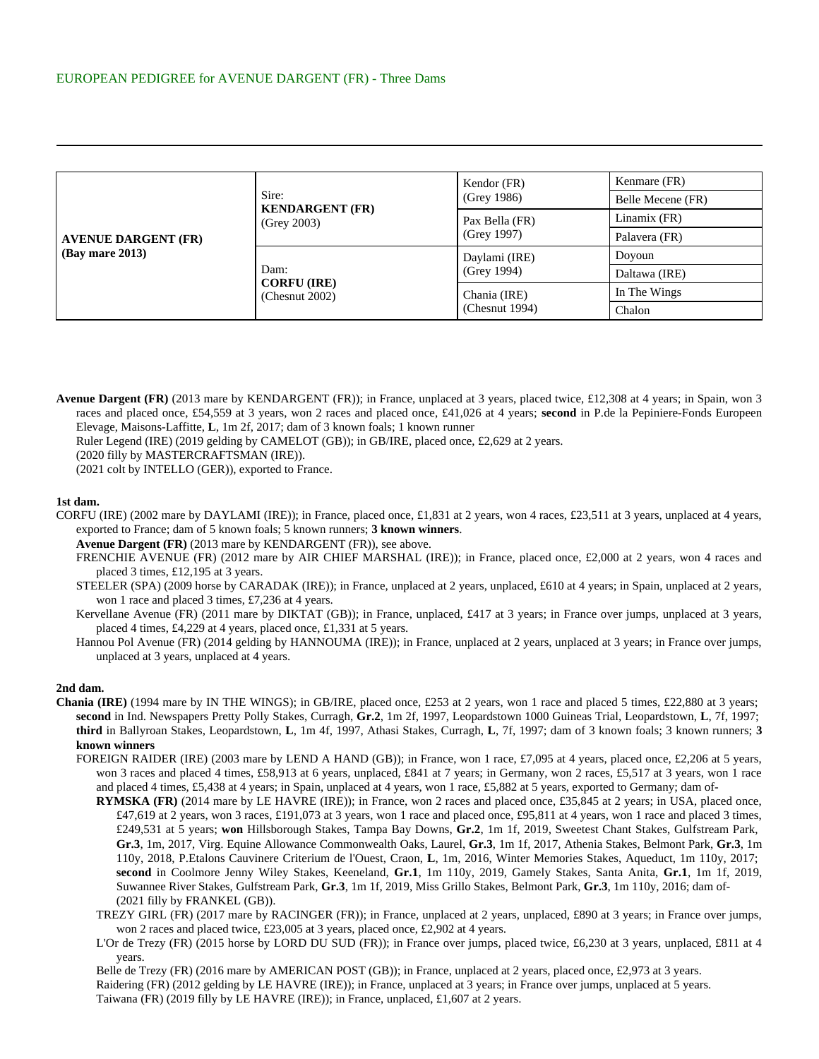EUROPEAN PEDIGREE for AVENUE DARGENT (FR) - Three Dams

---

| | | | |
|---|---|---|---|
| **AVENUE DARGENT (FR)** **(Bay mare 2013)** | Sire: **KENDARGENT (FR)** (Grey 2003) | Kendor (FR) (Grey 1986) | Kenmare (FR) |
| | | | Belle Mecene (FR) |
| | | Pax Bella (FR) (Grey 1997) | Linamix (FR) |
| | | | Palavera (FR) |
| | Dam: **CORFU (IRE)** (Chesnut 2002) | Daylami (IRE) (Grey 1994) | Doyoun |
| | | | Daltawa (IRE) |
| | | Chania (IRE) (Chesnut 1994) | In The Wings |
| | | | Chalon |

**Avenue Dargent (FR)** (2013 mare by KENDARGENT (FR)); in France, unplaced at 3 years, placed twice, £12,308 at 4 years; in Spain, won 3 races and placed once, £54,559 at 3 years, won 2 races and placed once, £41,026 at 4 years; **second** in P.de la Pepiniere-Fonds Europeen Elevage, Maisons-Laffitte, **L**, 1m 2f, 2017; dam of 3 known foals; 1 known runner

Ruler Legend (IRE) (2019 gelding by CAMELOT (GB)); in GB/IRE, placed once, £2,629 at 2 years.

(2020 filly by MASTERCRAFTSMAN (IRE)).

(2021 colt by INTELLO (GER)), exported to France.

**1st dam.**

CORFU (IRE) (2002 mare by DAYLAMI (IRE)); in France, placed once, £1,831 at 2 years, won 4 races, £23,511 at 3 years, unplaced at 4 years, exported to France; dam of 5 known foals; 5 known runners; **3 known winners**.

**Avenue Dargent (FR)** (2013 mare by KENDARGENT (FR)), see above.

FRENCHIE AVENUE (FR) (2012 mare by AIR CHIEF MARSHAL (IRE)); in France, placed once, £2,000 at 2 years, won 4 races and placed 3 times, £12,195 at 3 years.

STEELER (SPA) (2009 horse by CARADAK (IRE)); in France, unplaced at 2 years, unplaced, £610 at 4 years; in Spain, unplaced at 2 years, won 1 race and placed 3 times, £7,236 at 4 years.

Kervellane Avenue (FR) (2011 mare by DIKTAT (GB)); in France, unplaced, £417 at 3 years; in France over jumps, unplaced at 3 years, placed 4 times, £4,229 at 4 years, placed once, £1,331 at 5 years.

Hannou Pol Avenue (FR) (2014 gelding by HANNOUMA (IRE)); in France, unplaced at 2 years, unplaced at 3 years; in France over jumps, unplaced at 3 years, unplaced at 4 years.

**2nd dam.**

**Chania (IRE)** (1994 mare by IN THE WINGS); in GB/IRE, placed once, £253 at 2 years, won 1 race and placed 5 times, £22,880 at 3 years; **second** in Ind. Newspapers Pretty Polly Stakes, Curragh, **Gr.2**, 1m 2f, 1997, Leopardstown 1000 Guineas Trial, Leopardstown, **L**, 7f, 1997; **third** in Ballyroan Stakes, Leopardstown, **L**, 1m 4f, 1997, Athasi Stakes, Curragh, **L**, 7f, 1997; dam of 3 known foals; 3 known runners; **3 known winners**

FOREIGN RAIDER (IRE) (2003 mare by LEND A HAND (GB)); in France, won 1 race, £7,095 at 4 years, placed once, £2,206 at 5 years, won 3 races and placed 4 times, £58,913 at 6 years, unplaced, £841 at 7 years; in Germany, won 2 races, £5,517 at 3 years, won 1 race and placed 4 times, £5,438 at 4 years; in Spain, unplaced at 4 years, won 1 race, £5,882 at 5 years, exported to Germany; dam of-

**RYMSKA (FR)** (2014 mare by LE HAVRE (IRE)); in France, won 2 races and placed once, £35,845 at 2 years; in USA, placed once, £47,619 at 2 years, won 3 races, £191,073 at 3 years, won 1 race and placed once, £95,811 at 4 years, won 1 race and placed 3 times, £249,531 at 5 years; **won** Hillsborough Stakes, Tampa Bay Downs, **Gr.2**, 1m 1f, 2019, Sweetest Chant Stakes, Gulfstream Park, **Gr.3**, 1m, 2017, Virg. Equine Allowance Commonwealth Oaks, Laurel, **Gr.3**, 1m 1f, 2017, Athenia Stakes, Belmont Park, **Gr.3**, 1m 110y, 2018, P.Etalons Cauvinere Criterium de l'Ouest, Craon, **L**, 1m, 2016, Winter Memories Stakes, Aqueduct, 1m 110y, 2017; **second** in Coolmore Jenny Wiley Stakes, Keeneland, **Gr.1**, 1m 110y, 2019, Gamely Stakes, Santa Anita, **Gr.1**, 1m 1f, 2019, Suwannee River Stakes, Gulfstream Park, **Gr.3**, 1m 1f, 2019, Miss Grillo Stakes, Belmont Park, **Gr.3**, 1m 110y, 2016; dam of-

(2021 filly by FRANKEL (GB)).

TREZY GIRL (FR) (2017 mare by RACINGER (FR)); in France, unplaced at 2 years, unplaced, £890 at 3 years; in France over jumps, won 2 races and placed twice, £23,005 at 3 years, placed once, £2,902 at 4 years.

L'Or de Trezy (FR) (2015 horse by LORD DU SUD (FR)); in France over jumps, placed twice, £6,230 at 3 years, unplaced, £811 at 4 years.

Belle de Trezy (FR) (2016 mare by AMERICAN POST (GB)); in France, unplaced at 2 years, placed once, £2,973 at 3 years.

Raidering (FR) (2012 gelding by LE HAVRE (IRE)); in France, unplaced at 3 years; in France over jumps, unplaced at 5 years.

Taiwana (FR) (2019 filly by LE HAVRE (IRE)); in France, unplaced, £1,607 at 2 years.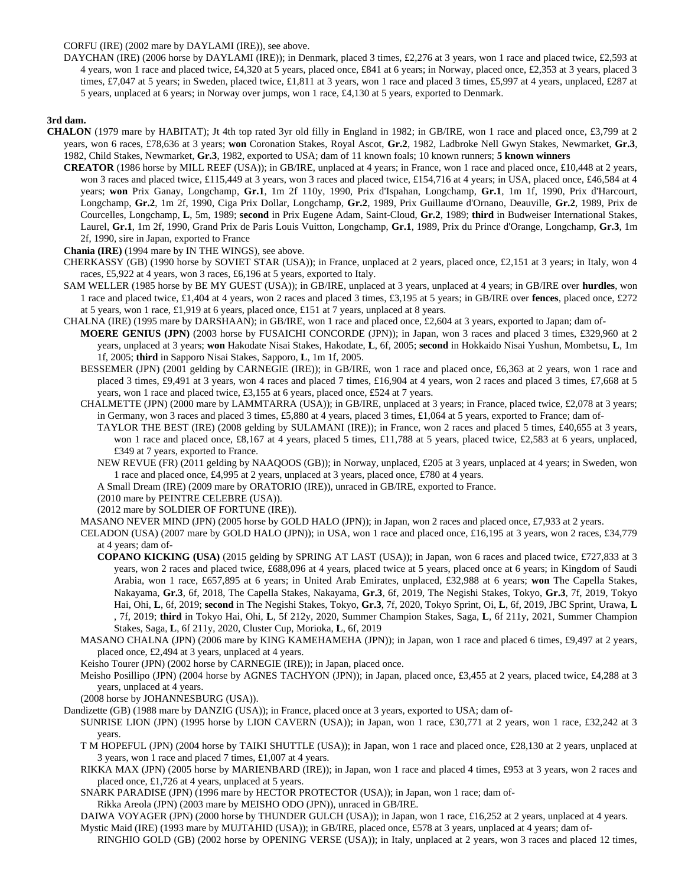CORFU (IRE) (2002 mare by DAYLAMI (IRE)), see above.

DAYCHAN (IRE) (2006 horse by DAYLAMI (IRE)); in Denmark, placed 3 times, £2,276 at 3 years, won 1 race and placed twice, £2,593 at 4 years, won 1 race and placed twice, £4,320 at 5 years, placed once, £841 at 6 years; in Norway, placed once, £2,353 at 3 years, placed 3 times, £7,047 at 5 years; in Sweden, placed twice, £1,811 at 3 years, won 1 race and placed 3 times, £5,997 at 4 years, unplaced, £287 at 5 years, unplaced at 6 years; in Norway over jumps, won 1 race, £4,130 at 5 years, exported to Denmark.

**3rd dam.**

**CHALON** (1979 mare by HABITAT); Jt 4th top rated 3yr old filly in England in 1982; in GB/IRE, won 1 race and placed once, £3,799 at 2 years, won 6 races, £78,636 at 3 years; **won** Coronation Stakes, Royal Ascot, **Gr.2**, 1982, Ladbroke Nell Gwyn Stakes, Newmarket, **Gr.3**, 1982, Child Stakes, Newmarket, **Gr.3**, 1982, exported to USA; dam of 11 known foals; 10 known runners; **5 known winners**

**CREATOR** (1986 horse by MILL REEF (USA)); in GB/IRE, unplaced at 4 years; in France, won 1 race and placed once, £10,448 at 2 years, won 3 races and placed twice, £115,449 at 3 years, won 3 races and placed twice, £154,716 at 4 years; in USA, placed once, £46,584 at 4 years; **won** Prix Ganay, Longchamp, **Gr.1**, 1m 2f 110y, 1990, Prix d'Ispahan, Longchamp, **Gr.1**, 1m 1f, 1990, Prix d'Harcourt, Longchamp, **Gr.2**, 1m 2f, 1990, Ciga Prix Dollar, Longchamp, **Gr.2**, 1989, Prix Guillaume d'Ornano, Deauville, **Gr.2**, 1989, Prix de Courcelles, Longchamp, **L**, 5m, 1989; **second** in Prix Eugene Adam, Saint-Cloud, **Gr.2**, 1989; **third** in Budweiser International Stakes, Laurel, **Gr.1**, 1m 2f, 1990, Grand Prix de Paris Louis Vuitton, Longchamp, **Gr.1**, 1989, Prix du Prince d'Orange, Longchamp, **Gr.3**, 1m 2f, 1990, sire in Japan, exported to France

**Chania (IRE)** (1994 mare by IN THE WINGS), see above.

CHERKASSY (GB) (1990 horse by SOVIET STAR (USA)); in France, unplaced at 2 years, placed once, £2,151 at 3 years; in Italy, won 4 races, £5,922 at 4 years, won 3 races, £6,196 at 5 years, exported to Italy.

SAM WELLER (GB) (1985 horse by BE MY GUEST (USA)); in GB/IRE, unplaced at 3 years, unplaced at 4 years; in GB/IRE over **hurdles**, won 1 race and placed twice, £1,404 at 4 years, won 2 races and placed 3 times, £3,195 at 5 years; in GB/IRE over **fences**, placed once, £272 at 5 years, won 1 race, £1,919 at 6 years, placed once, £151 at 7 years, unplaced at 8 years.

CHALNA (IRE) (1995 mare by DARSHAAN); in GB/IRE, won 1 race and placed once, £2,604 at 3 years, exported to Japan; dam of-

**MOERE GENIUS (JPN)** (2003 horse by FUSAICHI CONCORDE (JPN)); in Japan, won 3 races and placed 3 times, £329,960 at 2 years, unplaced at 3 years; **won** Hakodate Nisai Stakes, Hakodate, **L**, 6f, 2005; **second** in Hokkaido Nisai Yushun, Mombetsu, **L**, 1m 1f, 2005; **third** in Sapporo Nisai Stakes, Sapporo, **L**, 1m 1f, 2005.

BESSEMER (JPN) (2001 gelding by CARNEGIE (IRE)); in GB/IRE, won 1 race and placed once, £6,363 at 2 years, won 1 race and placed 3 times, £9,491 at 3 years, won 4 races and placed 7 times, £16,904 at 4 years, won 2 races and placed 3 times, £7,668 at 5 years, won 1 race and placed twice, £3,155 at 6 years, placed once, £524 at 7 years.

CHALMETTE (JPN) (2000 mare by LAMMTARRA (USA)); in GB/IRE, unplaced at 3 years; in France, placed twice, £2,078 at 3 years; in Germany, won 3 races and placed 3 times, £5,880 at 4 years, placed 3 times, £1,064 at 5 years, exported to France; dam of-

TAYLOR THE BEST (IRE) (2008 gelding by SULAMANI (IRE)); in France, won 2 races and placed 5 times, £40,655 at 3 years, won 1 race and placed once, £8,167 at 4 years, placed 5 times, £11,788 at 5 years, placed twice, £2,583 at 6 years, unplaced, £349 at 7 years, exported to France.

NEW REVUE (FR) (2011 gelding by NAAQOOS (GB)); in Norway, unplaced, £205 at 3 years, unplaced at 4 years; in Sweden, won 1 race and placed once, £4,995 at 2 years, unplaced at 3 years, placed once, £780 at 4 years.

A Small Dream (IRE) (2009 mare by ORATORIO (IRE)), unraced in GB/IRE, exported to France.

(2010 mare by PEINTRE CELEBRE (USA)).

(2012 mare by SOLDIER OF FORTUNE (IRE)).

MASANO NEVER MIND (JPN) (2005 horse by GOLD HALO (JPN)); in Japan, won 2 races and placed once, £7,933 at 2 years.

CELADON (USA) (2007 mare by GOLD HALO (JPN)); in USA, won 1 race and placed once, £16,195 at 3 years, won 2 races, £34,779 at 4 years; dam of-

**COPANO KICKING (USA)** (2015 gelding by SPRING AT LAST (USA)); in Japan, won 6 races and placed twice, £727,833 at 3 years, won 2 races and placed twice, £688,096 at 4 years, placed twice at 5 years, placed once at 6 years; in Kingdom of Saudi Arabia, won 1 race, £657,895 at 6 years; in United Arab Emirates, unplaced, £32,988 at 6 years; **won** The Capella Stakes, Nakayama, **Gr.3**, 6f, 2018, The Capella Stakes, Nakayama, **Gr.3**, 6f, 2019, The Negishi Stakes, Tokyo, **Gr.3**, 7f, 2019, Tokyo Hai, Ohi, **L**, 6f, 2019; **second** in The Negishi Stakes, Tokyo, **Gr.3**, 7f, 2020, Tokyo Sprint, Oi, **L**, 6f, 2019, JBC Sprint, Urawa, **L**, 7f, 2019; **third** in Tokyo Hai, Ohi, **L**, 5f 212y, 2020, Summer Champion Stakes, Saga, **L**, 6f 211y, 2021, Summer Champion Stakes, Saga, **L**, 6f 211y, 2020, Cluster Cup, Morioka, **L**, 6f, 2019

MASANO CHALNA (JPN) (2006 mare by KING KAMEHAMEHA (JPN)); in Japan, won 1 race and placed 6 times, £9,497 at 2 years, placed once, £2,494 at 3 years, unplaced at 4 years.

Keisho Tourer (JPN) (2002 horse by CARNEGIE (IRE)); in Japan, placed once.

Meisho Posillipo (JPN) (2004 horse by AGNES TACHYON (JPN)); in Japan, placed once, £3,455 at 2 years, placed twice, £4,288 at 3 years, unplaced at 4 years.

(2008 horse by JOHANNESBURG (USA)).

Dandizette (GB) (1988 mare by DANZIG (USA)); in France, placed once at 3 years, exported to USA; dam of-

SUNRISE LION (JPN) (1995 horse by LION CAVERN (USA)); in Japan, won 1 race, £30,771 at 2 years, won 1 race, £32,242 at 3 years.

T M HOPEFUL (JPN) (2004 horse by TAIKI SHUTTLE (USA)); in Japan, won 1 race and placed once, £28,130 at 2 years, unplaced at 3 years, won 1 race and placed 7 times, £1,007 at 4 years.

RIKKA MAX (JPN) (2005 horse by MARIENBARD (IRE)); in Japan, won 1 race and placed 4 times, £953 at 3 years, won 2 races and placed once, £1,726 at 4 years, unplaced at 5 years.

SNARK PARADISE (JPN) (1996 mare by HECTOR PROTECTOR (USA)); in Japan, won 1 race; dam of-

Rikka Areola (JPN) (2003 mare by MEISHO ODO (JPN)), unraced in GB/IRE.

DAIWA VOYAGER (JPN) (2000 horse by THUNDER GULCH (USA)); in Japan, won 1 race, £16,252 at 2 years, unplaced at 4 years.

Mystic Maid (IRE) (1993 mare by MUJTAHID (USA)); in GB/IRE, placed once, £578 at 3 years, unplaced at 4 years; dam of-

RINGHIO GOLD (GB) (2002 horse by OPENING VERSE (USA)); in Italy, unplaced at 2 years, won 3 races and placed 12 times,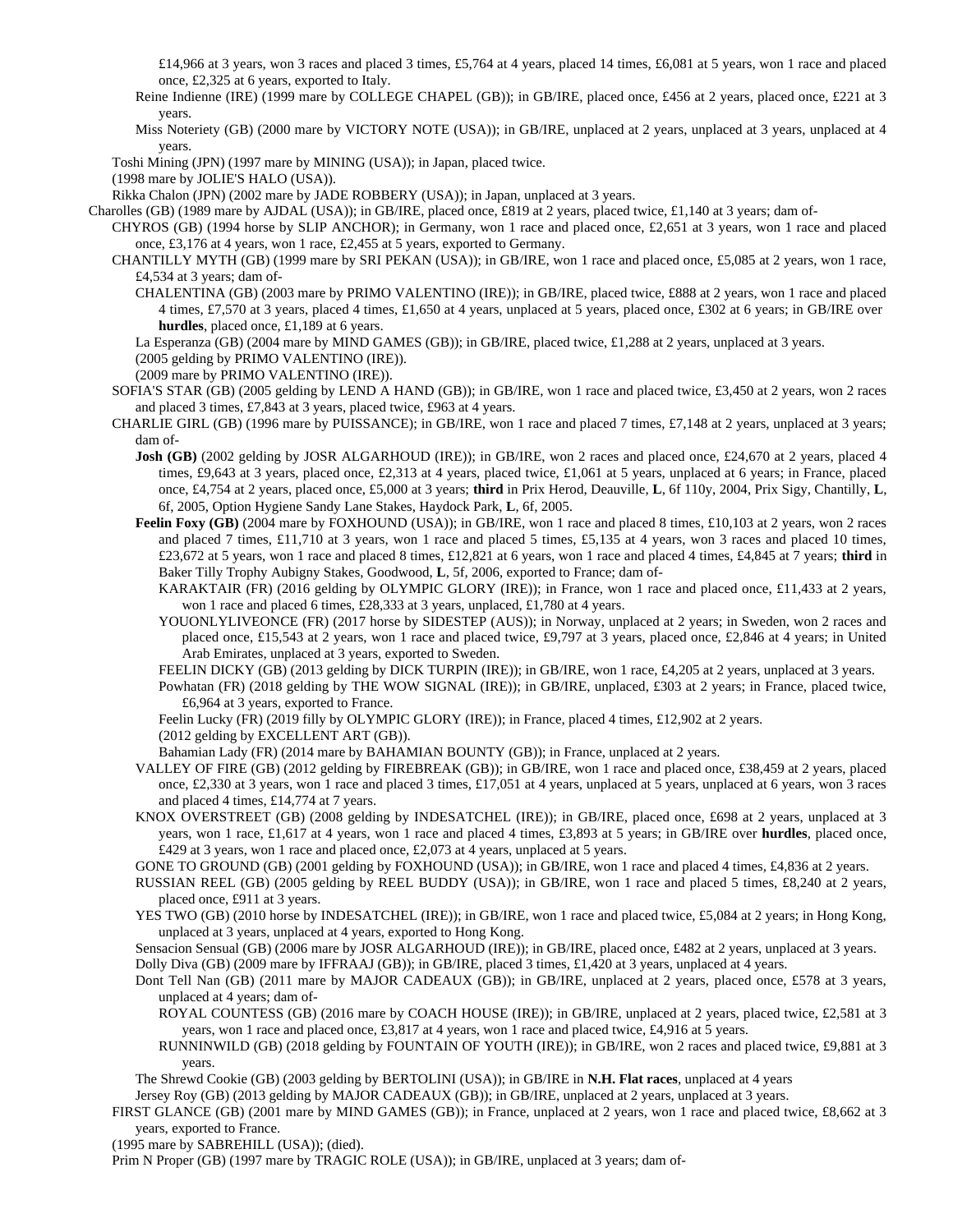£14,966 at 3 years, won 3 races and placed 3 times, £5,764 at 4 years, placed 14 times, £6,081 at 5 years, won 1 race and placed once, £2,325 at 6 years, exported to Italy.

Reine Indienne (IRE) (1999 mare by COLLEGE CHAPEL (GB)); in GB/IRE, placed once, £456 at 2 years, placed once, £221 at 3 years.

Miss Noteriety (GB) (2000 mare by VICTORY NOTE (USA)); in GB/IRE, unplaced at 2 years, unplaced at 3 years, unplaced at 4 years.

Toshi Mining (JPN) (1997 mare by MINING (USA)); in Japan, placed twice.

(1998 mare by JOLIE'S HALO (USA)).

Rikka Chalon (JPN) (2002 mare by JADE ROBBERY (USA)); in Japan, unplaced at 3 years.

Charolles (GB) (1989 mare by AJDAL (USA)); in GB/IRE, placed once, £819 at 2 years, placed twice, £1,140 at 3 years; dam of-

CHYROS (GB) (1994 horse by SLIP ANCHOR); in Germany, won 1 race and placed once, £2,651 at 3 years, won 1 race and placed once, £3,176 at 4 years, won 1 race, £2,455 at 5 years, exported to Germany.

CHANTILLY MYTH (GB) (1999 mare by SRI PEKAN (USA)); in GB/IRE, won 1 race and placed once, £5,085 at 2 years, won 1 race, £4,534 at 3 years; dam of-

CHALENTINA (GB) (2003 mare by PRIMO VALENTINO (IRE)); in GB/IRE, placed twice, £888 at 2 years, won 1 race and placed 4 times, £7,570 at 3 years, placed 4 times, £1,650 at 4 years, unplaced at 5 years, placed once, £302 at 6 years; in GB/IRE over **hurdles**, placed once, £1,189 at 6 years.

La Esperanza (GB) (2004 mare by MIND GAMES (GB)); in GB/IRE, placed twice, £1,288 at 2 years, unplaced at 3 years.

(2005 gelding by PRIMO VALENTINO (IRE)).

(2009 mare by PRIMO VALENTINO (IRE)).

SOFIA'S STAR (GB) (2005 gelding by LEND A HAND (GB)); in GB/IRE, won 1 race and placed twice, £3,450 at 2 years, won 2 races and placed 3 times, £7,843 at 3 years, placed twice, £963 at 4 years.

CHARLIE GIRL (GB) (1996 mare by PUISSANCE); in GB/IRE, won 1 race and placed 7 times, £7,148 at 2 years, unplaced at 3 years; dam of-

**Josh (GB)** (2002 gelding by JOSR ALGARHOUD (IRE)); in GB/IRE, won 2 races and placed once, £24,670 at 2 years, placed 4 times, £9,643 at 3 years, placed once, £2,313 at 4 years, placed twice, £1,061 at 5 years, unplaced at 6 years; in France, placed once, £4,754 at 2 years, placed once, £5,000 at 3 years; **third** in Prix Herod, Deauville, **L**, 6f 110y, 2004, Prix Sigy, Chantilly, **L**, 6f, 2005, Option Hygiene Sandy Lane Stakes, Haydock Park, **L**, 6f, 2005.

**Feelin Foxy (GB)** (2004 mare by FOXHOUND (USA)); in GB/IRE, won 1 race and placed 8 times, £10,103 at 2 years, won 2 races and placed 7 times, £11,710 at 3 years, won 1 race and placed 5 times, £5,135 at 4 years, won 3 races and placed 10 times, £23,672 at 5 years, won 1 race and placed 8 times, £12,821 at 6 years, won 1 race and placed 4 times, £4,845 at 7 years; **third** in Baker Tilly Trophy Aubigny Stakes, Goodwood, **L**, 5f, 2006, exported to France; dam of-

KARAKTAIR (FR) (2016 gelding by OLYMPIC GLORY (IRE)); in France, won 1 race and placed once, £11,433 at 2 years, won 1 race and placed 6 times, £28,333 at 3 years, unplaced, £1,780 at 4 years.

YOUONLYLIVEONCE (FR) (2017 horse by SIDESTEP (AUS)); in Norway, unplaced at 2 years; in Sweden, won 2 races and placed once, £15,543 at 2 years, won 1 race and placed twice, £9,797 at 3 years, placed once, £2,846 at 4 years; in United Arab Emirates, unplaced at 3 years, exported to Sweden.

FEELIN DICKY (GB) (2013 gelding by DICK TURPIN (IRE)); in GB/IRE, won 1 race, £4,205 at 2 years, unplaced at 3 years.

Powhatan (FR) (2018 gelding by THE WOW SIGNAL (IRE)); in GB/IRE, unplaced, £303 at 2 years; in France, placed twice, £6,964 at 3 years, exported to France.

Feelin Lucky (FR) (2019 filly by OLYMPIC GLORY (IRE)); in France, placed 4 times, £12,902 at 2 years.

(2012 gelding by EXCELLENT ART (GB)).

Bahamian Lady (FR) (2014 mare by BAHAMIAN BOUNTY (GB)); in France, unplaced at 2 years.

VALLEY OF FIRE (GB) (2012 gelding by FIREBREAK (GB)); in GB/IRE, won 1 race and placed once, £38,459 at 2 years, placed once, £2,330 at 3 years, won 1 race and placed 3 times, £17,051 at 4 years, unplaced at 5 years, unplaced at 6 years, won 3 races and placed 4 times, £14,774 at 7 years.

KNOX OVERSTREET (GB) (2008 gelding by INDESATCHEL (IRE)); in GB/IRE, placed once, £698 at 2 years, unplaced at 3 years, won 1 race, £1,617 at 4 years, won 1 race and placed 4 times, £3,893 at 5 years; in GB/IRE over **hurdles**, placed once, £429 at 3 years, won 1 race and placed once, £2,073 at 4 years, unplaced at 5 years.

GONE TO GROUND (GB) (2001 gelding by FOXHOUND (USA)); in GB/IRE, won 1 race and placed 4 times, £4,836 at 2 years.

RUSSIAN REEL (GB) (2005 gelding by REEL BUDDY (USA)); in GB/IRE, won 1 race and placed 5 times, £8,240 at 2 years, placed once, £911 at 3 years.

YES TWO (GB) (2010 horse by INDESATCHEL (IRE)); in GB/IRE, won 1 race and placed twice, £5,084 at 2 years; in Hong Kong, unplaced at 3 years, unplaced at 4 years, exported to Hong Kong.

Sensacion Sensual (GB) (2006 mare by JOSR ALGARHOUD (IRE)); in GB/IRE, placed once, £482 at 2 years, unplaced at 3 years.

Dolly Diva (GB) (2009 mare by IFFRAAJ (GB)); in GB/IRE, placed 3 times, £1,420 at 3 years, unplaced at 4 years.

Dont Tell Nan (GB) (2011 mare by MAJOR CADEAUX (GB)); in GB/IRE, unplaced at 2 years, placed once, £578 at 3 years, unplaced at 4 years; dam of-

ROYAL COUNTESS (GB) (2016 mare by COACH HOUSE (IRE)); in GB/IRE, unplaced at 2 years, placed twice, £2,581 at 3 years, won 1 race and placed once, £3,817 at 4 years, won 1 race and placed twice, £4,916 at 5 years.

RUNNINWILD (GB) (2018 gelding by FOUNTAIN OF YOUTH (IRE)); in GB/IRE, won 2 races and placed twice, £9,881 at 3 years.

The Shrewd Cookie (GB) (2003 gelding by BERTOLINI (USA)); in GB/IRE in **N.H. Flat races**, unplaced at 4 years

Jersey Roy (GB) (2013 gelding by MAJOR CADEAUX (GB)); in GB/IRE, unplaced at 2 years, unplaced at 3 years.

FIRST GLANCE (GB) (2001 mare by MIND GAMES (GB)); in France, unplaced at 2 years, won 1 race and placed twice, £8,662 at 3 years, exported to France.

(1995 mare by SABREHILL (USA)); (died).

Prim N Proper (GB) (1997 mare by TRAGIC ROLE (USA)); in GB/IRE, unplaced at 3 years; dam of-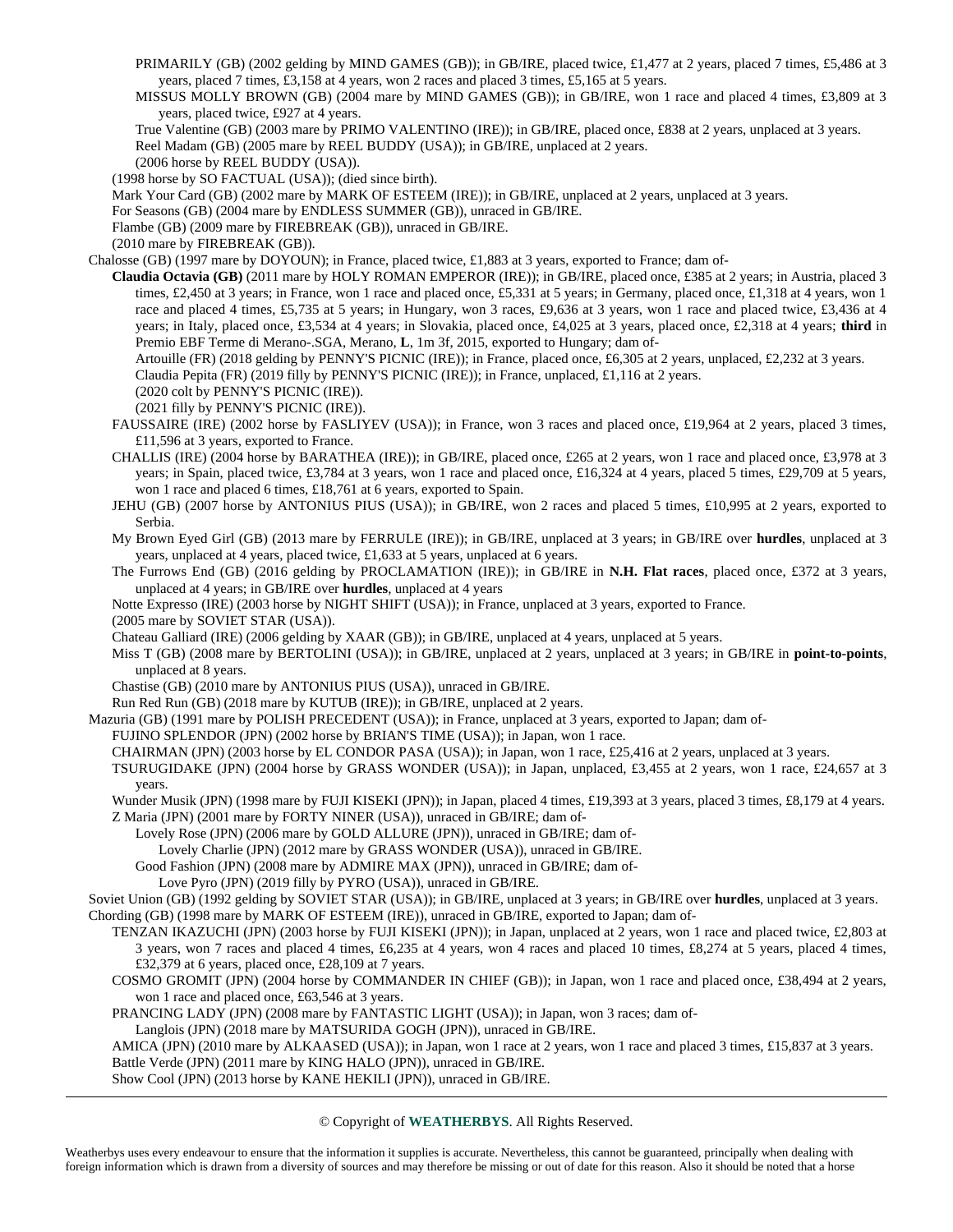PRIMARILY (GB) (2002 gelding by MIND GAMES (GB)); in GB/IRE, placed twice, £1,477 at 2 years, placed 7 times, £5,486 at 3 years, placed 7 times, £3,158 at 4 years, won 2 races and placed 3 times, £5,165 at 5 years.

MISSUS MOLLY BROWN (GB) (2004 mare by MIND GAMES (GB)); in GB/IRE, won 1 race and placed 4 times, £3,809 at 3 years, placed twice, £927 at 4 years.

True Valentine (GB) (2003 mare by PRIMO VALENTINO (IRE)); in GB/IRE, placed once, £838 at 2 years, unplaced at 3 years.

Reel Madam (GB) (2005 mare by REEL BUDDY (USA)); in GB/IRE, unplaced at 2 years.

(2006 horse by REEL BUDDY (USA)).

(1998 horse by SO FACTUAL (USA)); (died since birth).

Mark Your Card (GB) (2002 mare by MARK OF ESTEEM (IRE)); in GB/IRE, unplaced at 2 years, unplaced at 3 years.

For Seasons (GB) (2004 mare by ENDLESS SUMMER (GB)), unraced in GB/IRE.

Flambe (GB) (2009 mare by FIREBREAK (GB)), unraced in GB/IRE.

(2010 mare by FIREBREAK (GB)).

Chalosse (GB) (1997 mare by DOYOUN); in France, placed twice, £1,883 at 3 years, exported to France; dam of-

**Claudia Octavia (GB)** (2011 mare by HOLY ROMAN EMPEROR (IRE)); in GB/IRE, placed once, £385 at 2 years; in Austria, placed 3 times, £2,450 at 3 years; in France, won 1 race and placed once, £5,331 at 5 years; in Germany, placed once, £1,318 at 4 years, won 1 race and placed 4 times, £5,735 at 5 years; in Hungary, won 3 races, £9,636 at 3 years, won 1 race and placed twice, £3,436 at 4 years; in Italy, placed once, £3,534 at 4 years; in Slovakia, placed once, £4,025 at 3 years, placed once, £2,318 at 4 years; **third** in Premio EBF Terme di Merano-.SGA, Merano, **L**, 1m 3f, 2015, exported to Hungary; dam of-

Artouille (FR) (2018 gelding by PENNY'S PICNIC (IRE)); in France, placed once, £6,305 at 2 years, unplaced, £2,232 at 3 years.

Claudia Pepita (FR) (2019 filly by PENNY'S PICNIC (IRE)); in France, unplaced, £1,116 at 2 years.

(2020 colt by PENNY'S PICNIC (IRE)).

(2021 filly by PENNY'S PICNIC (IRE)).

FAUSSAIRE (IRE) (2002 horse by FASLIYEV (USA)); in France, won 3 races and placed once, £19,964 at 2 years, placed 3 times, £11,596 at 3 years, exported to France.

CHALLIS (IRE) (2004 horse by BARATHEA (IRE)); in GB/IRE, placed once, £265 at 2 years, won 1 race and placed once, £3,978 at 3 years; in Spain, placed twice, £3,784 at 3 years, won 1 race and placed once, £16,324 at 4 years, placed 5 times, £29,709 at 5 years, won 1 race and placed 6 times, £18,761 at 6 years, exported to Spain.

JEHU (GB) (2007 horse by ANTONIUS PIUS (USA)); in GB/IRE, won 2 races and placed 5 times, £10,995 at 2 years, exported to Serbia.

My Brown Eyed Girl (GB) (2013 mare by FERRULE (IRE)); in GB/IRE, unplaced at 3 years; in GB/IRE over **hurdles**, unplaced at 3 years, unplaced at 4 years, placed twice, £1,633 at 5 years, unplaced at 6 years.

The Furrows End (GB) (2016 gelding by PROCLAMATION (IRE)); in GB/IRE in **N.H. Flat races**, placed once, £372 at 3 years, unplaced at 4 years; in GB/IRE over **hurdles**, unplaced at 4 years

Notte Expresso (IRE) (2003 horse by NIGHT SHIFT (USA)); in France, unplaced at 3 years, exported to France.

(2005 mare by SOVIET STAR (USA)).

Chateau Galliard (IRE) (2006 gelding by XAAR (GB)); in GB/IRE, unplaced at 4 years, unplaced at 5 years.

Miss T (GB) (2008 mare by BERTOLINI (USA)); in GB/IRE, unplaced at 2 years, unplaced at 3 years; in GB/IRE in **point-to-points**, unplaced at 8 years.

Chastise (GB) (2010 mare by ANTONIUS PIUS (USA)), unraced in GB/IRE.

Run Red Run (GB) (2018 mare by KUTUB (IRE)); in GB/IRE, unplaced at 2 years.

Mazuria (GB) (1991 mare by POLISH PRECEDENT (USA)); in France, unplaced at 3 years, exported to Japan; dam of-

FUJINO SPLENDOR (JPN) (2002 horse by BRIAN'S TIME (USA)); in Japan, won 1 race.

CHAIRMAN (JPN) (2003 horse by EL CONDOR PASA (USA)); in Japan, won 1 race, £25,416 at 2 years, unplaced at 3 years.

TSURUGIDAKE (JPN) (2004 horse by GRASS WONDER (USA)); in Japan, unplaced, £3,455 at 2 years, won 1 race, £24,657 at 3 years.

Wunder Musik (JPN) (1998 mare by FUJI KISEKI (JPN)); in Japan, placed 4 times, £19,393 at 3 years, placed 3 times, £8,179 at 4 years.

Z Maria (JPN) (2001 mare by FORTY NINER (USA)), unraced in GB/IRE; dam of-

Lovely Rose (JPN) (2006 mare by GOLD ALLURE (JPN)), unraced in GB/IRE; dam of-

Lovely Charlie (JPN) (2012 mare by GRASS WONDER (USA)), unraced in GB/IRE.

Good Fashion (JPN) (2008 mare by ADMIRE MAX (JPN)), unraced in GB/IRE; dam of-

Love Pyro (JPN) (2019 filly by PYRO (USA)), unraced in GB/IRE.

Soviet Union (GB) (1992 gelding by SOVIET STAR (USA)); in GB/IRE, unplaced at 3 years; in GB/IRE over **hurdles**, unplaced at 3 years.

Chording (GB) (1998 mare by MARK OF ESTEEM (IRE)), unraced in GB/IRE, exported to Japan; dam of-

TENZAN IKAZUCHI (JPN) (2003 horse by FUJI KISEKI (JPN)); in Japan, unplaced at 2 years, won 1 race and placed twice, £2,803 at 3 years, won 7 races and placed 4 times, £6,235 at 4 years, won 4 races and placed 10 times, £8,274 at 5 years, placed 4 times, £32,379 at 6 years, placed once, £28,109 at 7 years.

COSMO GROMIT (JPN) (2004 horse by COMMANDER IN CHIEF (GB)); in Japan, won 1 race and placed once, £38,494 at 2 years, won 1 race and placed once, £63,546 at 3 years.

PRANCING LADY (JPN) (2008 mare by FANTASTIC LIGHT (USA)); in Japan, won 3 races; dam of-

Langlois (JPN) (2018 mare by MATSURIDA GOGH (JPN)), unraced in GB/IRE.

AMICA (JPN) (2010 mare by ALKAASED (USA)); in Japan, won 1 race at 2 years, won 1 race and placed 3 times, £15,837 at 3 years.

Battle Verde (JPN) (2011 mare by KING HALO (JPN)), unraced in GB/IRE.

Show Cool (JPN) (2013 horse by KANE HEKILI (JPN)), unraced in GB/IRE.

---

© Copyright of **WEATHERBYS**. All Rights Reserved.

Weatherbys uses every endeavour to ensure that the information it supplies is accurate. Nevertheless, this cannot be guaranteed, principally when dealing with foreign information which is drawn from a diversity of sources and may therefore be missing or out of date for this reason. Also it should be noted that a horse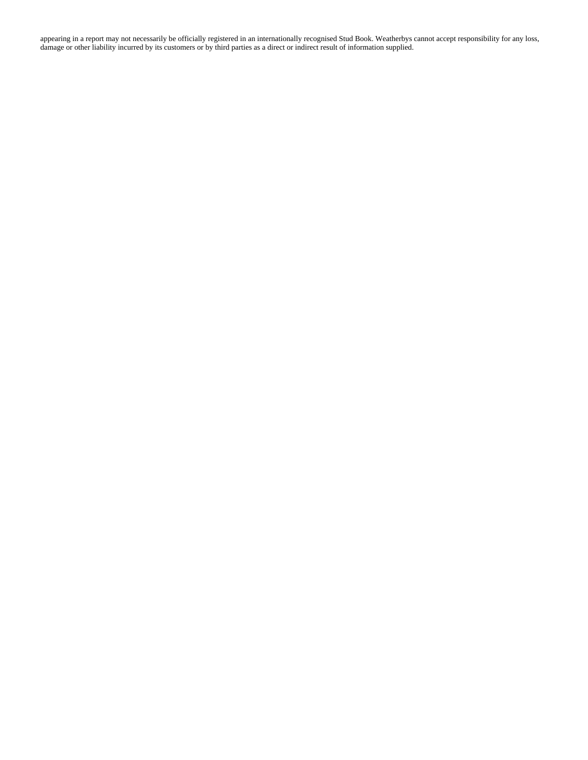appearing in a report may not necessarily be officially registered in an internationally recognised Stud Book. Weatherbys cannot accept responsibility for any loss, damage or other liability incurred by its customers or by third parties as a direct or indirect result of information supplied.